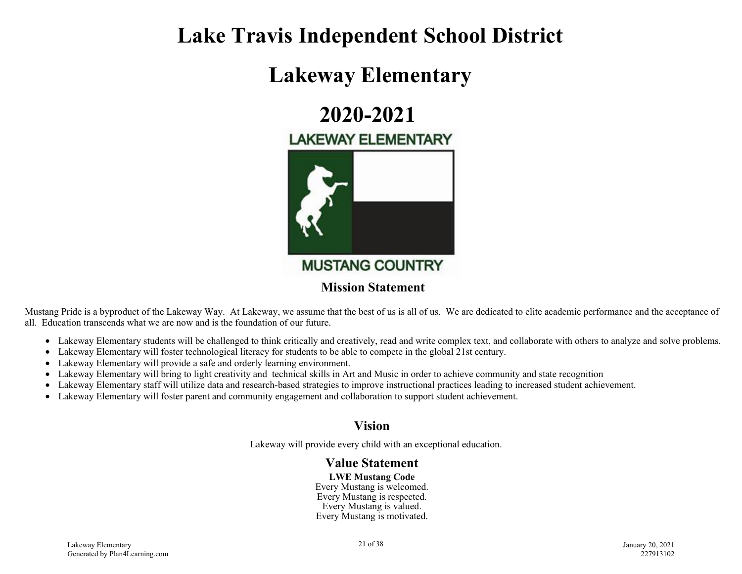# Lake Travis Independent School District

# Lakeway Elementary

# 2020-2021

## Mission Statement

Mustang Pride is a byproduct of the Lakeway Way. At Lakeway, we assume that the best of us is all of us. We are dedicated to elite academic performance and the acceptance of all. Education transcends what we are now and is the foundation of our future.

- Lakeway Elementary students will be challenged to think critically and creatively, read and write complex text, and collaborate with others to analyze and solve problems.
- Lakeway Elementary will foster technological literacy for students to be able to compete in the global 21st century.
- Lakeway Elementary will provide a safe and orderly learning environment.
- Lakeway Elementary will bring to light creativity and technical skills in Art and Music in order to achieve community and state recognition
- Lakeway Elementary staff will utilize data and research-based strategies to improve instructional practices leading to increased student achievement.
- Lakeway Elementary will foster parent and community engagement and collaboration to support student achievement.

## Vision

Lakeway will provide every child with an exceptional education.

## Value Statement

**LWE Mustang Code**

Every Mustang is welcomed.
Every Mustang is respected.
Every Mustang is valued.
Every Mustang is motivated.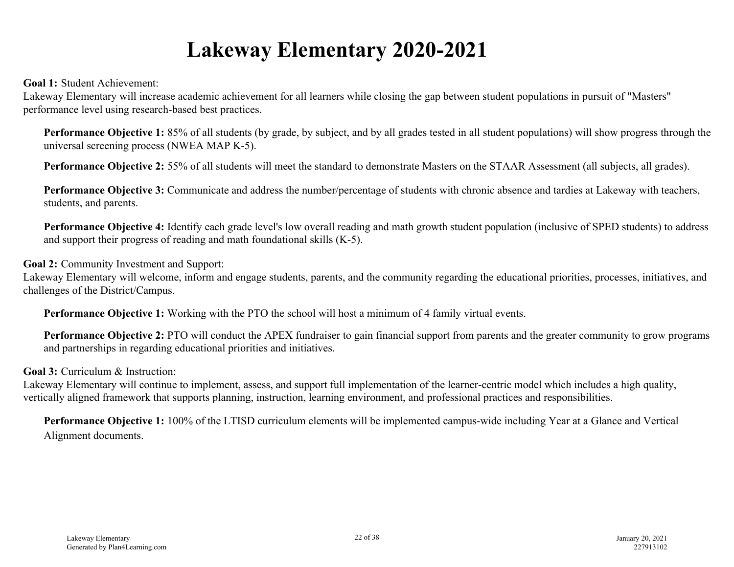# Lakeway Elementary 2020-2021

**Goal 1:** Student Achievement:
Lakeway Elementary will increase academic achievement for all learners while closing the gap between student populations in pursuit of "Masters" performance level using research-based best practices.

**Performance Objective 1:** 85% of all students (by grade, by subject, and by all grades tested in all student populations) will show progress through the universal screening process (NWEA MAP K-5).

**Performance Objective 2:** 55% of all students will meet the standard to demonstrate Masters on the STAAR Assessment (all subjects, all grades).

**Performance Objective 3:** Communicate and address the number/percentage of students with chronic absence and tardies at Lakeway with teachers, students, and parents.

**Performance Objective 4:** Identify each grade level's low overall reading and math growth student population (inclusive of SPED students) to address and support their progress of reading and math foundational skills (K-5).

**Goal 2:** Community Investment and Support:
Lakeway Elementary will welcome, inform and engage students, parents, and the community regarding the educational priorities, processes, initiatives, and challenges of the District/Campus.

**Performance Objective 1:** Working with the PTO the school will host a minimum of 4 family virtual events.

**Performance Objective 2:** PTO will conduct the APEX fundraiser to gain financial support from parents and the greater community to grow programs and partnerships in regarding educational priorities and initiatives.

**Goal 3:** Curriculum & Instruction:
Lakeway Elementary will continue to implement, assess, and support full implementation of the learner-centric model which includes a high quality, vertically aligned framework that supports planning, instruction, learning environment, and professional practices and responsibilities.

**Performance Objective 1:** 100% of the LTISD curriculum elements will be implemented campus-wide including Year at a Glance and Vertical Alignment documents.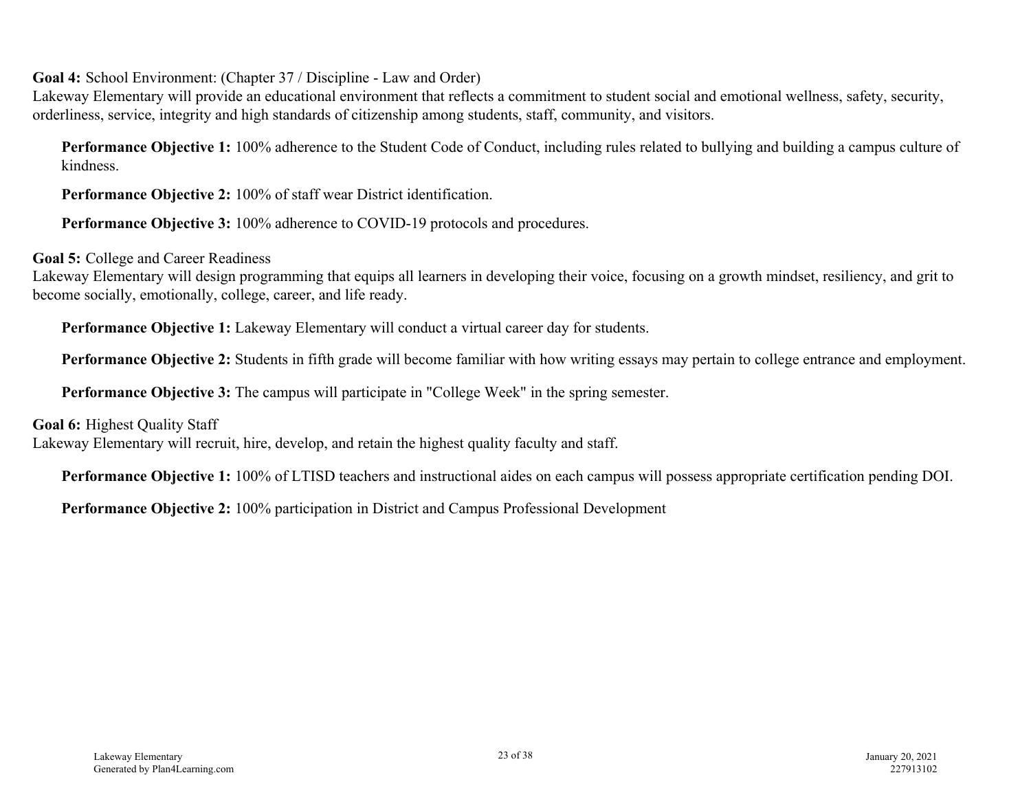**Goal 4:** School Environment: (Chapter 37 / Discipline - Law and Order)
Lakeway Elementary will provide an educational environment that reflects a commitment to student social and emotional wellness, safety, security, orderliness, service, integrity and high standards of citizenship among students, staff, community, and visitors.

**Performance Objective 1:** 100% adherence to the Student Code of Conduct, including rules related to bullying and building a campus culture of kindness.

**Performance Objective 2:** 100% of staff wear District identification.

**Performance Objective 3:** 100% adherence to COVID-19 protocols and procedures.

**Goal 5:** College and Career Readiness
Lakeway Elementary will design programming that equips all learners in developing their voice, focusing on a growth mindset, resiliency, and grit to become socially, emotionally, college, career, and life ready.

**Performance Objective 1:** Lakeway Elementary will conduct a virtual career day for students.

**Performance Objective 2:** Students in fifth grade will become familiar with how writing essays may pertain to college entrance and employment.

**Performance Objective 3:** The campus will participate in "College Week" in the spring semester.

**Goal 6:** Highest Quality Staff
Lakeway Elementary will recruit, hire, develop, and retain the highest quality faculty and staff.

**Performance Objective 1:** 100% of LTISD teachers and instructional aides on each campus will possess appropriate certification pending DOI.

**Performance Objective 2:** 100% participation in District and Campus Professional Development